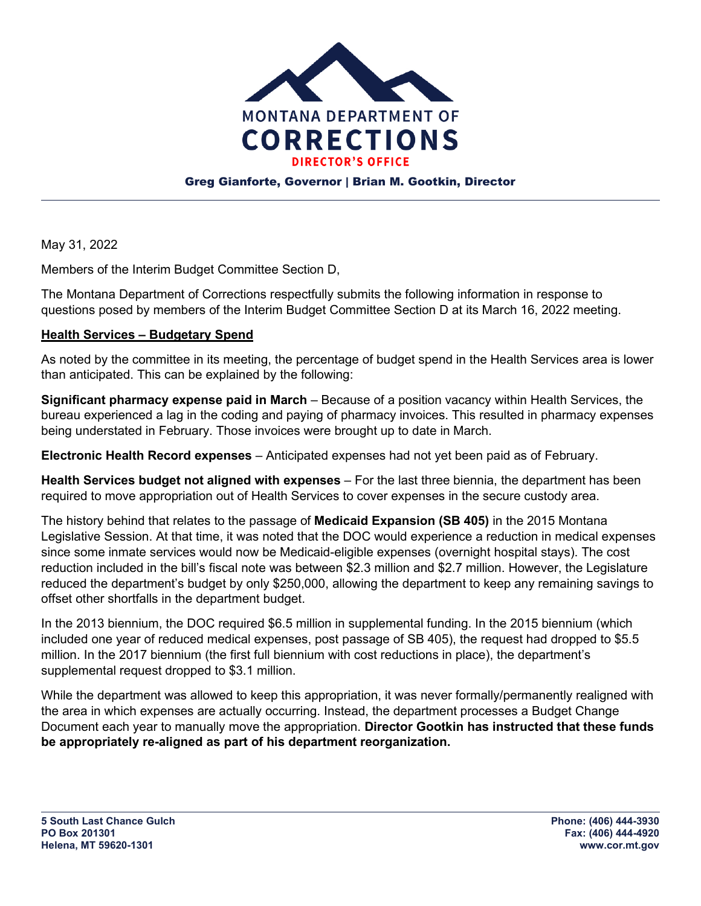MONTANA DEPARTMENT OF
CORRECTIONS
DIRECTOR'S OFFICE

Greg Gianforte, Governor | Brian M. Gootkin, Director

May 31, 2022

Members of the Interim Budget Committee Section D,

The Montana Department of Corrections respectfully submits the following information in response to questions posed by members of the Interim Budget Committee Section D at its March 16, 2022 meeting.

## Health Services – Budgetary Spend

As noted by the committee in its meeting, the percentage of budget spend in the Health Services area is lower than anticipated. This can be explained by the following:

**Significant pharmacy expense paid in March** – Because of a position vacancy within Health Services, the bureau experienced a lag in the coding and paying of pharmacy invoices. This resulted in pharmacy expenses being understated in February. Those invoices were brought up to date in March.

**Electronic Health Record expenses** – Anticipated expenses had not yet been paid as of February.

**Health Services budget not aligned with expenses** – For the last three biennia, the department has been required to move appropriation out of Health Services to cover expenses in the secure custody area.

The history behind that relates to the passage of **Medicaid Expansion (SB 405)** in the 2015 Montana Legislative Session. At that time, it was noted that the DOC would experience a reduction in medical expenses since some inmate services would now be Medicaid-eligible expenses (overnight hospital stays). The cost reduction included in the bill's fiscal note was between \$2.3 million and \$2.7 million. However, the Legislature reduced the department's budget by only \$250,000, allowing the department to keep any remaining savings to offset other shortfalls in the department budget.

In the 2013 biennium, the DOC required \$6.5 million in supplemental funding. In the 2015 biennium (which included one year of reduced medical expenses, post passage of SB 405), the request had dropped to \$5.5 million. In the 2017 biennium (the first full biennium with cost reductions in place), the department's supplemental request dropped to \$3.1 million.

While the department was allowed to keep this appropriation, it was never formally/permanently realigned with the area in which expenses are actually occurring. Instead, the department processes a Budget Change Document each year to manually move the appropriation. **Director Gootkin has instructed that these funds be appropriately re-aligned as part of his department reorganization.**

5 South Last Chance Gulch
PO Box 201301
Helena, MT 59620-1301

Phone: (406) 444-3930
Fax: (406) 444-4920
www.cor.mt.gov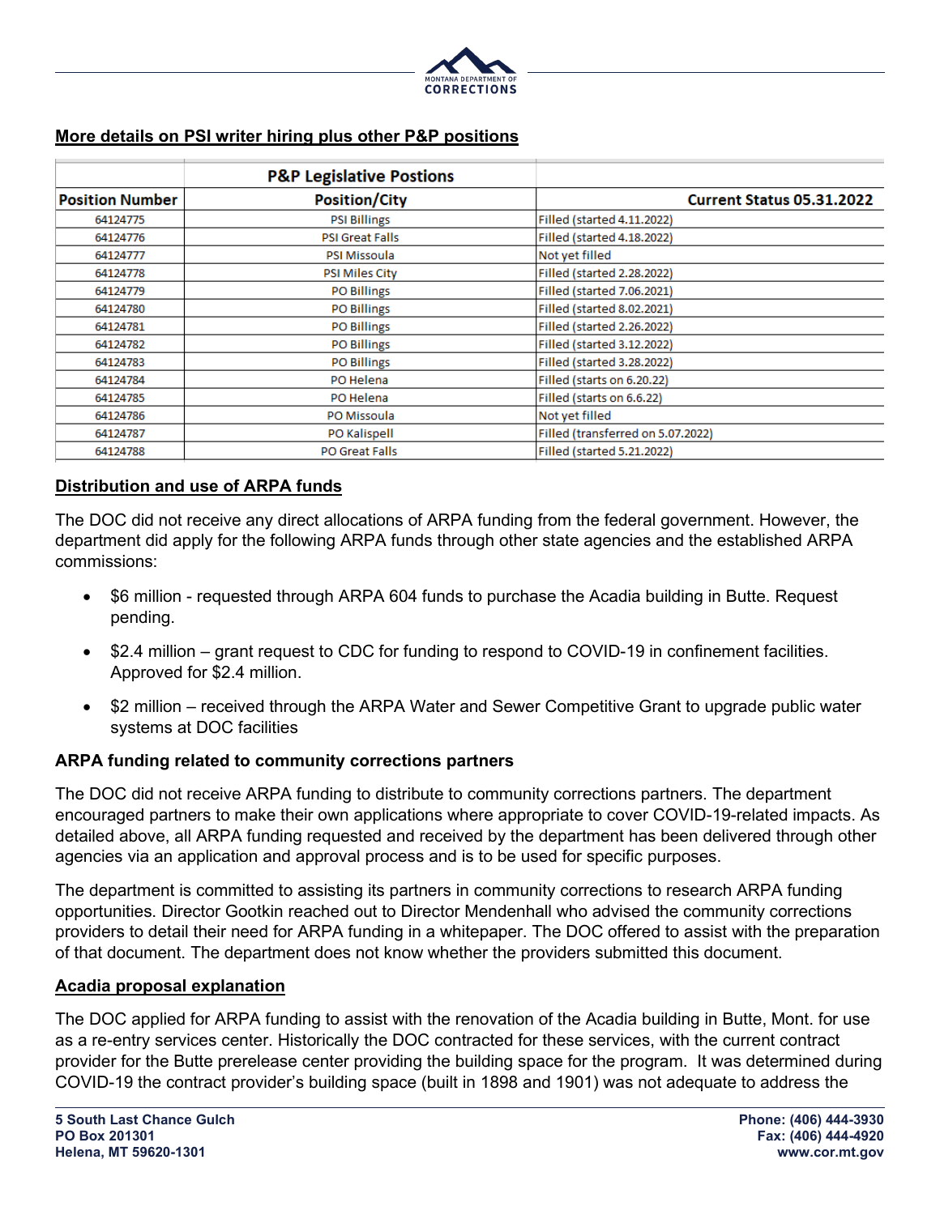## More details on PSI writer hiring plus other P&P positions

| | P&P Legislative Postions | |
|---|---|---|
| **Position Number** | **Position/City** | **Current Status 05.31.2022** |
| 64124775 | PSI Billings | Filled (started 4.11.2022) |
| 64124776 | PSI Great Falls | Filled (started 4.18.2022) |
| 64124777 | PSI Missoula | Not yet filled |
| 64124778 | PSI Miles City | Filled (started 2.28.2022) |
| 64124779 | PO Billings | Filled (started 7.06.2021) |
| 64124780 | PO Billings | Filled (started 8.02.2021) |
| 64124781 | PO Billings | Filled (started 2.26.2022) |
| 64124782 | PO Billings | Filled (started 3.12.2022) |
| 64124783 | PO Billings | Filled (started 3.28.2022) |
| 64124784 | PO Helena | Filled (starts on 6.20.22) |
| 64124785 | PO Helena | Filled (starts on 6.6.22) |
| 64124786 | PO Missoula | Not yet filled |
| 64124787 | PO Kalispell | Filled (transferred on 5.07.2022) |
| 64124788 | PO Great Falls | Filled (started 5.21.2022) |

## Distribution and use of ARPA funds

The DOC did not receive any direct allocations of ARPA funding from the federal government. However, the department did apply for the following ARPA funds through other state agencies and the established ARPA commissions:

- $6 million - requested through ARPA 604 funds to purchase the Acadia building in Butte. Request pending.
- $2.4 million – grant request to CDC for funding to respond to COVID-19 in confinement facilities. Approved for $2.4 million.
- $2 million – received through the ARPA Water and Sewer Competitive Grant to upgrade public water systems at DOC facilities

### ARPA funding related to community corrections partners

The DOC did not receive ARPA funding to distribute to community corrections partners. The department encouraged partners to make their own applications where appropriate to cover COVID-19-related impacts. As detailed above, all ARPA funding requested and received by the department has been delivered through other agencies via an application and approval process and is to be used for specific purposes.

The department is committed to assisting its partners in community corrections to research ARPA funding opportunities. Director Gootkin reached out to Director Mendenhall who advised the community corrections providers to detail their need for ARPA funding in a whitepaper. The DOC offered to assist with the preparation of that document. The department does not know whether the providers submitted this document.

## Acadia proposal explanation

The DOC applied for ARPA funding to assist with the renovation of the Acadia building in Butte, Mont. for use as a re-entry services center. Historically the DOC contracted for these services, with the current contract provider for the Butte prerelease center providing the building space for the program. It was determined during COVID-19 the contract provider's building space (built in 1898 and 1901) was not adequate to address the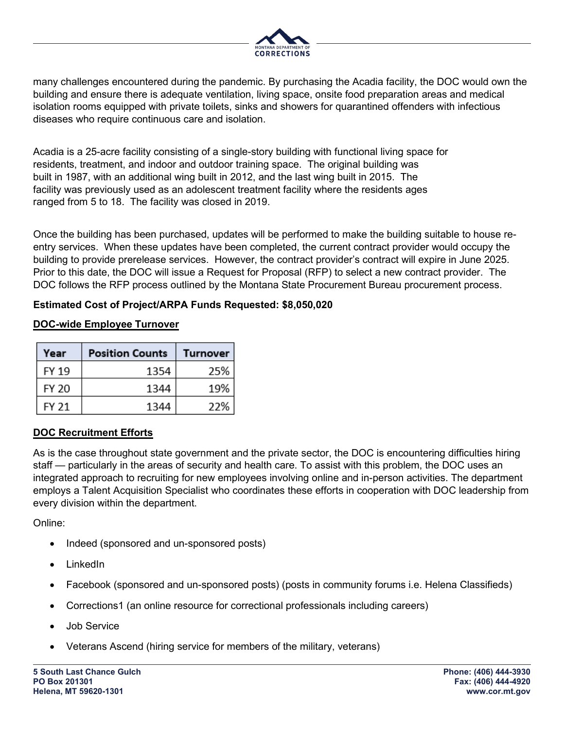many challenges encountered during the pandemic. By purchasing the Acadia facility, the DOC would own the building and ensure there is adequate ventilation, living space, onsite food preparation areas and medical isolation rooms equipped with private toilets, sinks and showers for quarantined offenders with infectious diseases who require continuous care and isolation.

Acadia is a 25-acre facility consisting of a single-story building with functional living space for residents, treatment, and indoor and outdoor training space. The original building was built in 1987, with an additional wing built in 2012, and the last wing built in 2015. The facility was previously used as an adolescent treatment facility where the residents ages ranged from 5 to 18. The facility was closed in 2019.

Once the building has been purchased, updates will be performed to make the building suitable to house re-entry services. When these updates have been completed, the current contract provider would occupy the building to provide prerelease services. However, the contract provider's contract will expire in June 2025. Prior to this date, the DOC will issue a Request for Proposal (RFP) to select a new contract provider. The DOC follows the RFP process outlined by the Montana State Procurement Bureau procurement process.

**Estimated Cost of Project/ARPA Funds Requested: $8,050,020**

**<u>DOC-wide Employee Turnover</u>**

| Year | Position Counts | Turnover |
|---|---|---|
| FY 19 | 1354 | 25% |
| FY 20 | 1344 | 19% |
| FY 21 | 1344 | 22% |

**<u>DOC Recruitment Efforts</u>**

As is the case throughout state government and the private sector, the DOC is encountering difficulties hiring staff — particularly in the areas of security and health care. To assist with this problem, the DOC uses an integrated approach to recruiting for new employees involving online and in-person activities. The department employs a Talent Acquisition Specialist who coordinates these efforts in cooperation with DOC leadership from every division within the department.

Online:

- Indeed (sponsored and un-sponsored posts)
- LinkedIn
- Facebook (sponsored and un-sponsored posts) (posts in community forums i.e. Helena Classifieds)
- Corrections1 (an online resource for correctional professionals including careers)
- Job Service
- Veterans Ascend (hiring service for members of the military, veterans)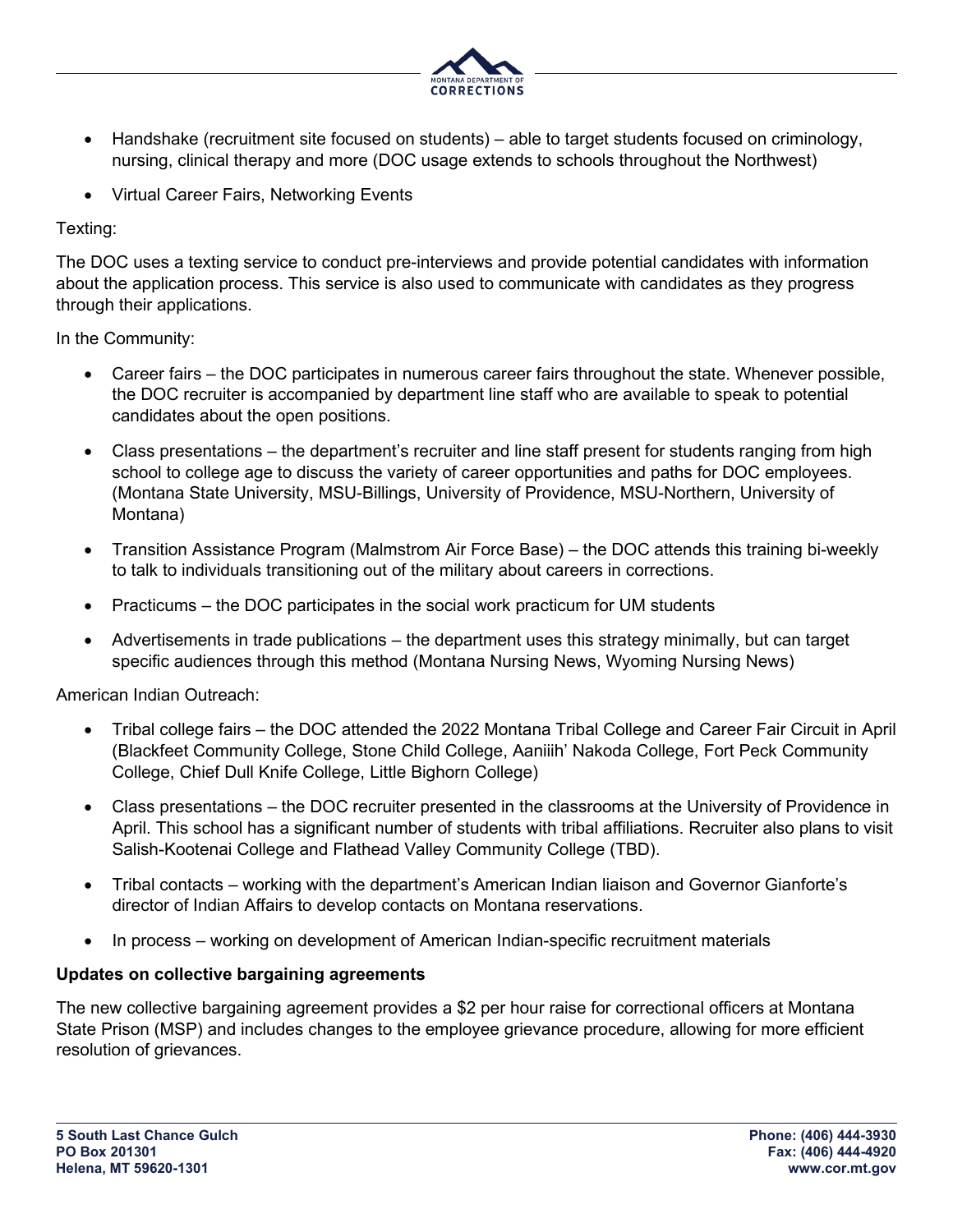- Handshake (recruitment site focused on students) – able to target students focused on criminology, nursing, clinical therapy and more (DOC usage extends to schools throughout the Northwest)
- Virtual Career Fairs, Networking Events

Texting:

The DOC uses a texting service to conduct pre-interviews and provide potential candidates with information about the application process. This service is also used to communicate with candidates as they progress through their applications.

In the Community:

- Career fairs – the DOC participates in numerous career fairs throughout the state. Whenever possible, the DOC recruiter is accompanied by department line staff who are available to speak to potential candidates about the open positions.
- Class presentations – the department's recruiter and line staff present for students ranging from high school to college age to discuss the variety of career opportunities and paths for DOC employees. (Montana State University, MSU-Billings, University of Providence, MSU-Northern, University of Montana)
- Transition Assistance Program (Malmstrom Air Force Base) – the DOC attends this training bi-weekly to talk to individuals transitioning out of the military about careers in corrections.
- Practicums – the DOC participates in the social work practicum for UM students
- Advertisements in trade publications – the department uses this strategy minimally, but can target specific audiences through this method (Montana Nursing News, Wyoming Nursing News)

American Indian Outreach:

- Tribal college fairs – the DOC attended the 2022 Montana Tribal College and Career Fair Circuit in April (Blackfeet Community College, Stone Child College, Aaniiih' Nakoda College, Fort Peck Community College, Chief Dull Knife College, Little Bighorn College)
- Class presentations – the DOC recruiter presented in the classrooms at the University of Providence in April. This school has a significant number of students with tribal affiliations. Recruiter also plans to visit Salish-Kootenai College and Flathead Valley Community College (TBD).
- Tribal contacts – working with the department's American Indian liaison and Governor Gianforte's director of Indian Affairs to develop contacts on Montana reservations.
- In process – working on development of American Indian-specific recruitment materials

**Updates on collective bargaining agreements**

The new collective bargaining agreement provides a $2 per hour raise for correctional officers at Montana State Prison (MSP) and includes changes to the employee grievance procedure, allowing for more efficient resolution of grievances.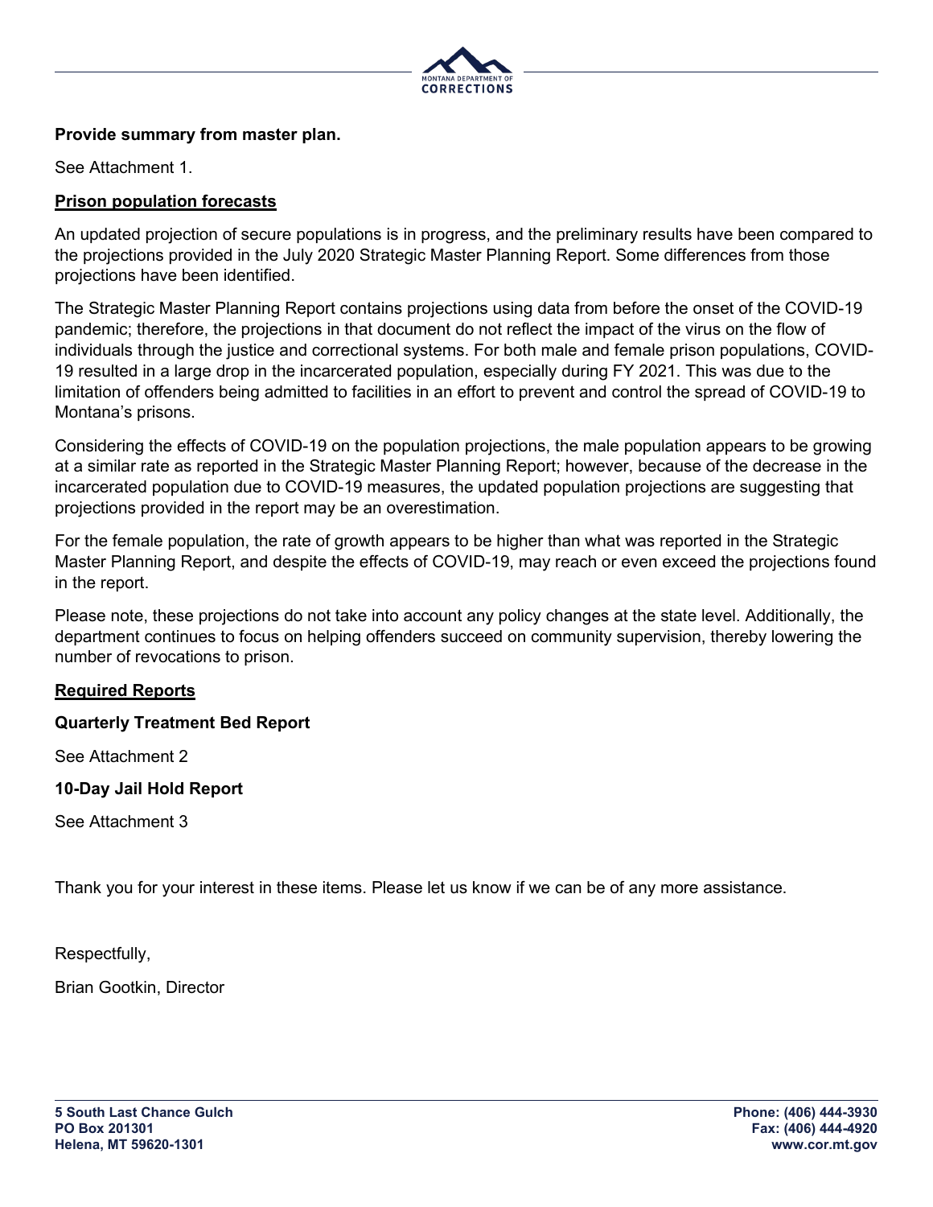**Provide summary from master plan.**

See Attachment 1.

**Prison population forecasts**

An updated projection of secure populations is in progress, and the preliminary results have been compared to the projections provided in the July 2020 Strategic Master Planning Report. Some differences from those projections have been identified.

The Strategic Master Planning Report contains projections using data from before the onset of the COVID-19 pandemic; therefore, the projections in that document do not reflect the impact of the virus on the flow of individuals through the justice and correctional systems. For both male and female prison populations, COVID-19 resulted in a large drop in the incarcerated population, especially during FY 2021. This was due to the limitation of offenders being admitted to facilities in an effort to prevent and control the spread of COVID-19 to Montana's prisons.

Considering the effects of COVID-19 on the population projections, the male population appears to be growing at a similar rate as reported in the Strategic Master Planning Report; however, because of the decrease in the incarcerated population due to COVID-19 measures, the updated population projections are suggesting that projections provided in the report may be an overestimation.

For the female population, the rate of growth appears to be higher than what was reported in the Strategic Master Planning Report, and despite the effects of COVID-19, may reach or even exceed the projections found in the report.

Please note, these projections do not take into account any policy changes at the state level. Additionally, the department continues to focus on helping offenders succeed on community supervision, thereby lowering the number of revocations to prison.

**Required Reports**

**Quarterly Treatment Bed Report**

See Attachment 2

**10-Day Jail Hold Report**

See Attachment 3

Thank you for your interest in these items. Please let us know if we can be of any more assistance.

Respectfully,

Brian Gootkin, Director

**5 South Last Chance Gulch**
**PO Box 201301**
**Helena, MT 59620-1301**

**Phone: (406) 444-3930**
**Fax: (406) 444-4920**
**www.cor.mt.gov**